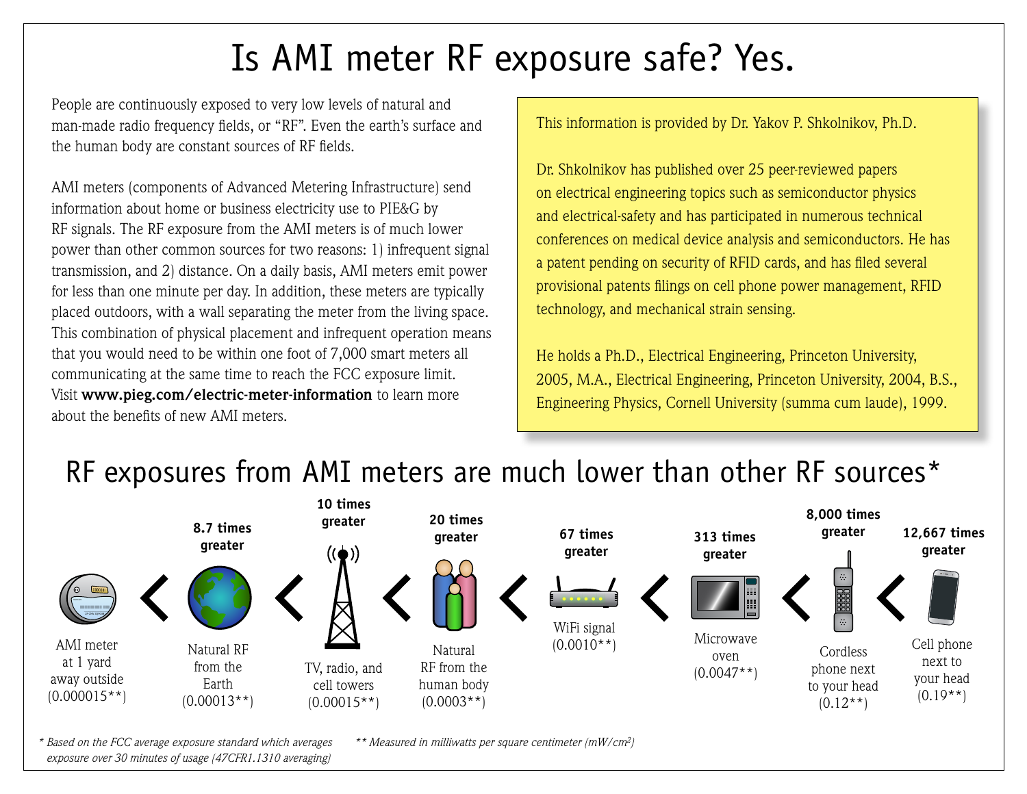# Is AMI meter RF exposure safe? Yes.

People are continuously exposed to very low levels of natural and man-made radio frequency fields, or "RF". Even the earth's surface and the human body are constant sources of RF fields.

AMI meters (components of Advanced Metering Infrastructure) send information about home or business electricity use to PIE&G by RF signals. The RF exposure from the AMI meters is of much lower power than other common sources for two reasons: 1) infrequent signal transmission, and 2) distance. On a daily basis, AMI meters emit power for less than one minute per day. In addition, these meters are typically placed outdoors, with a wall separating the meter from the living space. This combination of physical placement and infrequent operation means that you would need to be within one foot of 7,000 smart meters all communicating at the same time to reach the FCC exposure limit. Visit **www.pieg.com/electric-meter-information** to learn more about the benefits of new AMI meters.

This information is provided by Dr. Yakov P. Shkolnikov, Ph.D.

Dr. Shkolnikov has published over 25 peer-reviewed papers on electrical engineering topics such as semiconductor physics and electrical-safety and has participated in numerous technical conferences on medical device analysis and semiconductors. He has a patent pending on security of RFID cards, and has filed several provisional patents filings on cell phone power management, RFID technology, and mechanical strain sensing.

He holds a Ph.D., Electrical Engineering, Princeton University, 2005, M.A., Electrical Engineering, Princeton University, 2004, B.S., Engineering Physics, Cornell University (summa cum laude), 1999.

## RF exposures from AMI meters are much lower than other RF sources*

| Source | Exposure (mW/cm²)** | Compared to AMI meter |
|---|---|---|
| AMI meter at 1 yard away outside | 0.000015 | — |
| Natural RF from the Earth | 0.00013 | 8.7 times greater |
| TV, radio, and cell towers | 0.00015 | 10 times greater |
| Natural RF from the human body | 0.0003 | 20 times greater |
| WiFi signal | 0.0010 | 67 times greater |
| Microwave oven | 0.0047 | 313 times greater |
| Cordless phone next to your head | 0.12 | 8,000 times greater |
| Cell phone next to your head | 0.19 | 12,667 times greater |

*\* Based on the FCC average exposure standard which averages exposure over 30 minutes of usage (47CFR1.1310 averaging)*

*\*\* Measured in milliwatts per square centimeter (mW/cm²)*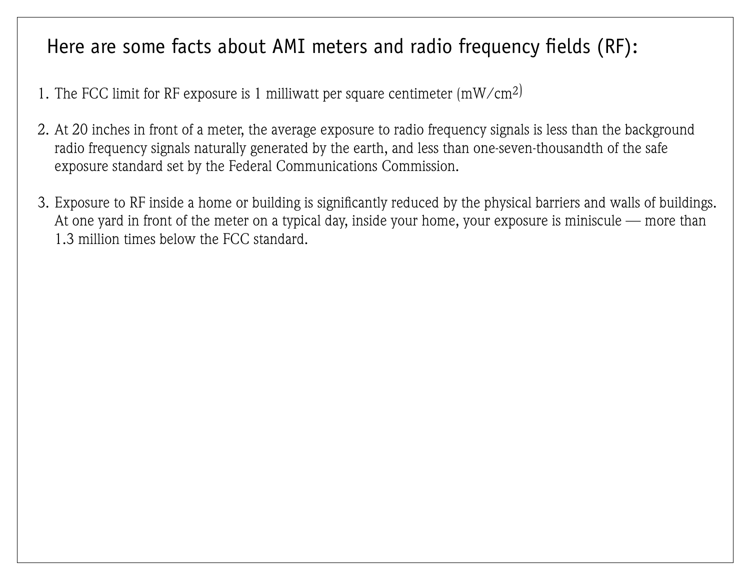## Here are some facts about AMI meters and radio frequency fields (RF):

1. The FCC limit for RF exposure is 1 milliwatt per square centimeter ($mW/cm^2$)

2. At 20 inches in front of a meter, the average exposure to radio frequency signals is less than the background radio frequency signals naturally generated by the earth, and less than one-seven-thousandth of the safe exposure standard set by the Federal Communications Commission.

3. Exposure to RF inside a home or building is significantly reduced by the physical barriers and walls of buildings. At one yard in front of the meter on a typical day, inside your home, your exposure is miniscule — more than 1.3 million times below the FCC standard.